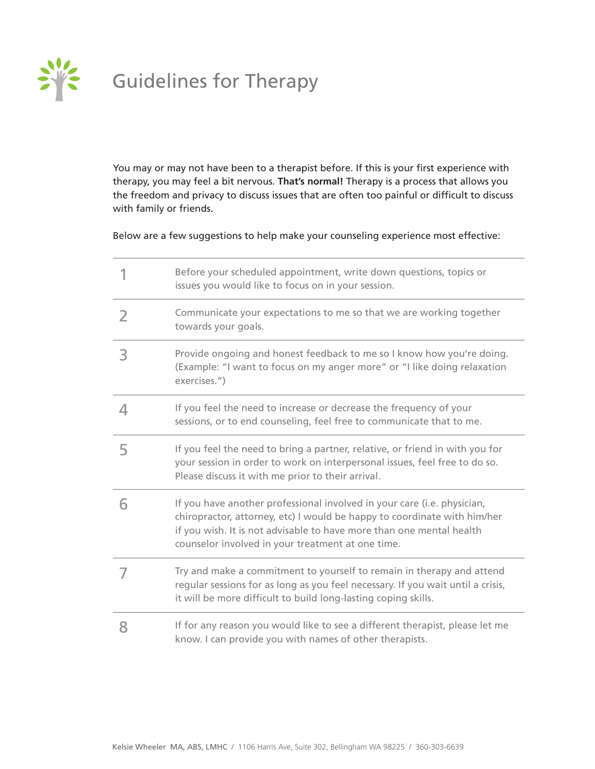# Guidelines for Therapy

You may or may not have been to a therapist before. If this is your first experience with therapy, you may feel a bit nervous. **That's normal!** Therapy is a process that allows you the freedom and privacy to discuss issues that are often too painful or difficult to discuss with family or friends.

Below are a few suggestions to help make your counseling experience most effective:

1. Before your scheduled appointment, write down questions, topics or issues you would like to focus on in your session.
2. Communicate your expectations to me so that we are working together towards your goals.
3. Provide ongoing and honest feedback to me so I know how you're doing. (Example: "I want to focus on my anger more" or "I like doing relaxation exercises.")
4. If you feel the need to increase or decrease the frequency of your sessions, or to end counseling, feel free to communicate that to me.
5. If you feel the need to bring a partner, relative, or friend in with you for your session in order to work on interpersonal issues, feel free to do so. Please discuss it with me prior to their arrival.
6. If you have another professional involved in your care (i.e. physician, chiropractor, attorney, etc) I would be happy to coordinate with him/her if you wish. It is not advisable to have more than one mental health counselor involved in your treatment at one time.
7. Try and make a commitment to yourself to remain in therapy and attend regular sessions for as long as you feel necessary. If you wait until a crisis, it will be more difficult to build long-lasting coping skills.
8. If for any reason you would like to see a different therapist, please let me know. I can provide you with names of other therapists.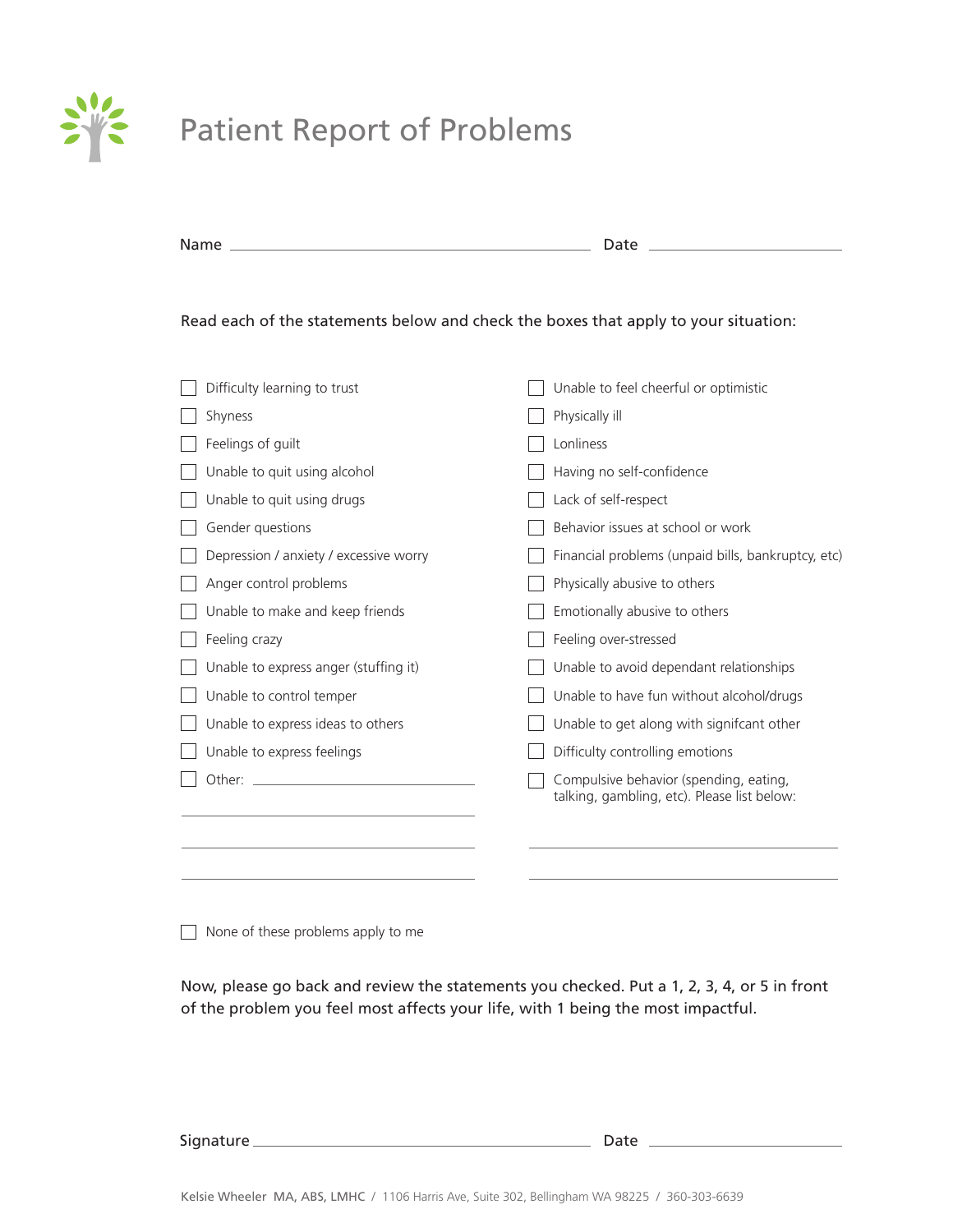# Patient Report of Problems

Name ______________________________ Date ______________

Read each of the statements below and check the boxes that apply to your situation:

- ☐ Difficulty learning to trust
- ☐ Shyness
- ☐ Feelings of guilt
- ☐ Unable to quit using alcohol
- ☐ Unable to quit using drugs
- ☐ Gender questions
- ☐ Depression / anxiety / excessive worry
- ☐ Anger control problems
- ☐ Unable to make and keep friends
- ☐ Feeling crazy
- ☐ Unable to express anger (stuffing it)
- ☐ Unable to control temper
- ☐ Unable to express ideas to others
- ☐ Unable to express feelings
- ☐ Other: ______________________

______________________________

______________________________

______________________________

- ☐ Unable to feel cheerful or optimistic
- ☐ Physically ill
- ☐ Lonliness
- ☐ Having no self-confidence
- ☐ Lack of self-respect
- ☐ Behavior issues at school or work
- ☐ Financial problems (unpaid bills, bankruptcy, etc)
- ☐ Physically abusive to others
- ☐ Emotionally abusive to others
- ☐ Feeling over-stressed
- ☐ Unable to avoid dependant relationships
- ☐ Unable to have fun without alcohol/drugs
- ☐ Unable to get along with signifcant other
- ☐ Difficulty controlling emotions
- ☐ Compulsive behavior (spending, eating, talking, gambling, etc). Please list below:

______________________________

______________________________

- ☐ None of these problems apply to me

Now, please go back and review the statements you checked. Put a 1, 2, 3, 4, or 5 in front of the problem you feel most affects your life, with 1 being the most impactful.

Signature ______________________________ Date ______________

Kelsie Wheeler MA, ABS, LMHC / 1106 Harris Ave, Suite 302, Bellingham WA 98225 / 360-303-6639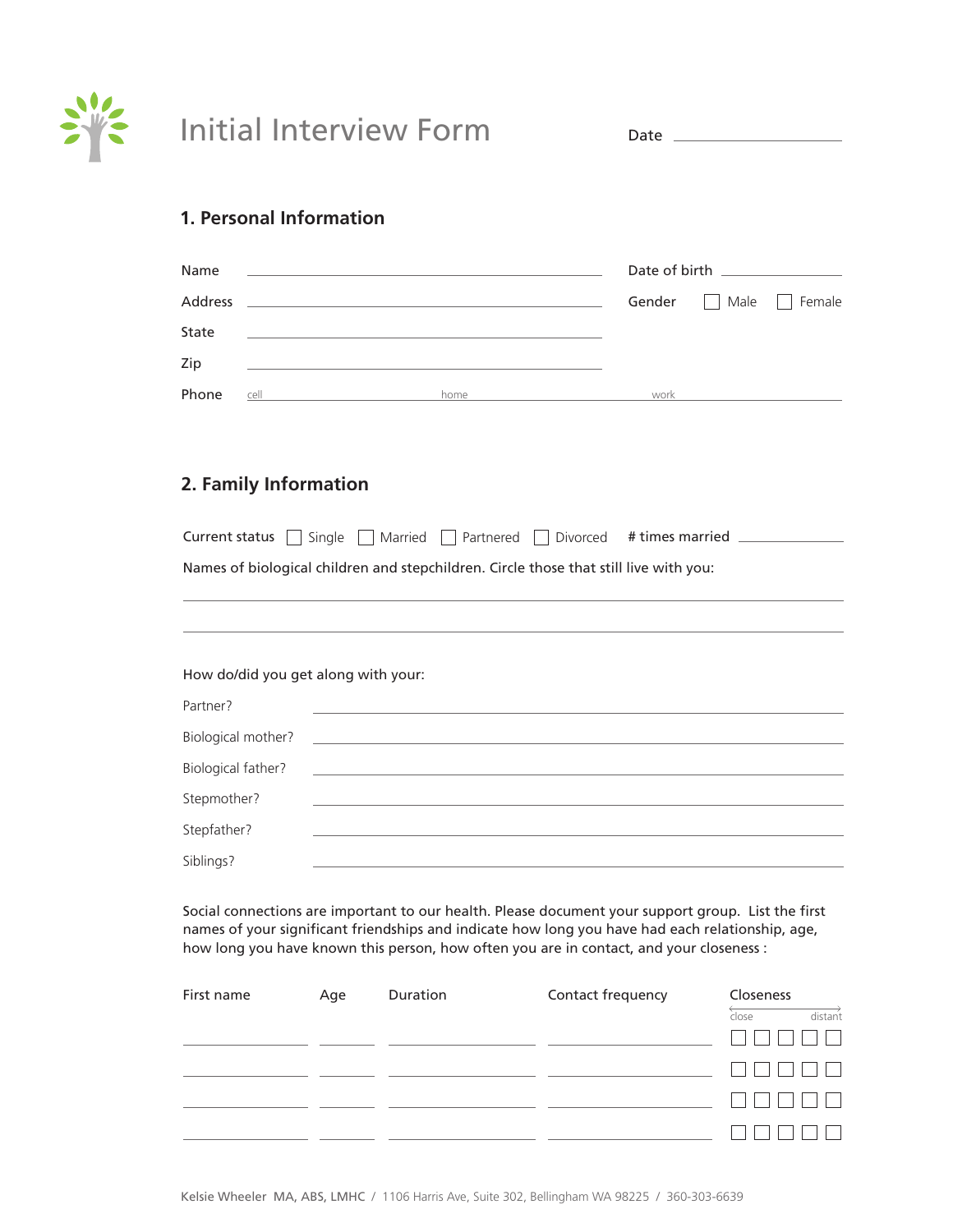# Initial Interview Form

Date ______________________

## 1. Personal Information

Name ____________________________________________ Date of birth ______________

Address __________________________________________ Gender ☐ Male ☐ Female

State ____________________________________________

Zip ______________________________________________

Phone cell ______________________ home ______________________ work ______________________

## 2. Family Information

Current status ☐ Single ☐ Married ☐ Partnered ☐ Divorced # times married ______________

Names of biological children and stepchildren. Circle those that still live with you:

________________________________________________________________________________

________________________________________________________________________________

How do/did you get along with your:

Partner? ______________________________________________________________________

Biological mother? ______________________________________________________________

Biological father? ______________________________________________________________

Stepmother? ____________________________________________________________________

Stepfather? _____________________________________________________________________

Siblings? _______________________________________________________________________

Social connections are important to our health. Please document your support group. List the first names of your significant friendships and indicate how long you have had each relationship, age, how long you have known this person, how often you are in contact, and your closeness :

| First name | Age | Duration | Contact frequency | Closeness (close ← → distant) |
|---|---|---|---|---|
| | | | | ☐ ☐ ☐ ☐ ☐ |
| | | | | ☐ ☐ ☐ ☐ ☐ |
| | | | | ☐ ☐ ☐ ☐ ☐ |
| | | | | ☐ ☐ ☐ ☐ ☐ |

Kelsie Wheeler MA, ABS, LMHC / 1106 Harris Ave, Suite 302, Bellingham WA 98225 / 360-303-6639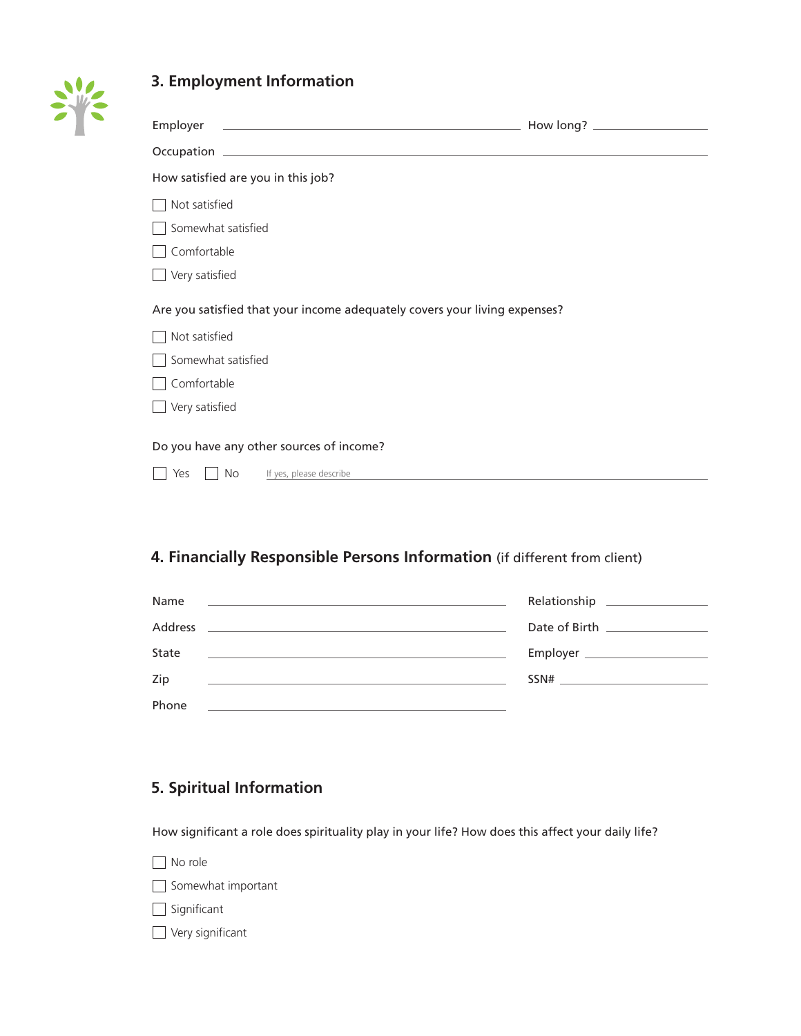## 3. Employment Information

Employer ______________________________ How long? ____________

Occupation ______________________________

How satisfied are you in this job?

- ☐ Not satisfied
- ☐ Somewhat satisfied
- ☐ Comfortable
- ☐ Very satisfied

Are you satisfied that your income adequately covers your living expenses?

- ☐ Not satisfied
- ☐ Somewhat satisfied
- ☐ Comfortable
- ☐ Very satisfied

Do you have any other sources of income?

☐ Yes ☐ No If yes, please describe ______________________________

## 4. Financially Responsible Persons Information (if different from client)

Name ______________________________ Relationship ____________

Address ______________________________ Date of Birth ____________

State ______________________________ Employer ____________

Zip ______________________________ SSN# ____________

Phone ______________________________

## 5. Spiritual Information

How significant a role does spirituality play in your life? How does this affect your daily life?

- ☐ No role
- ☐ Somewhat important
- ☐ Significant
- ☐ Very significant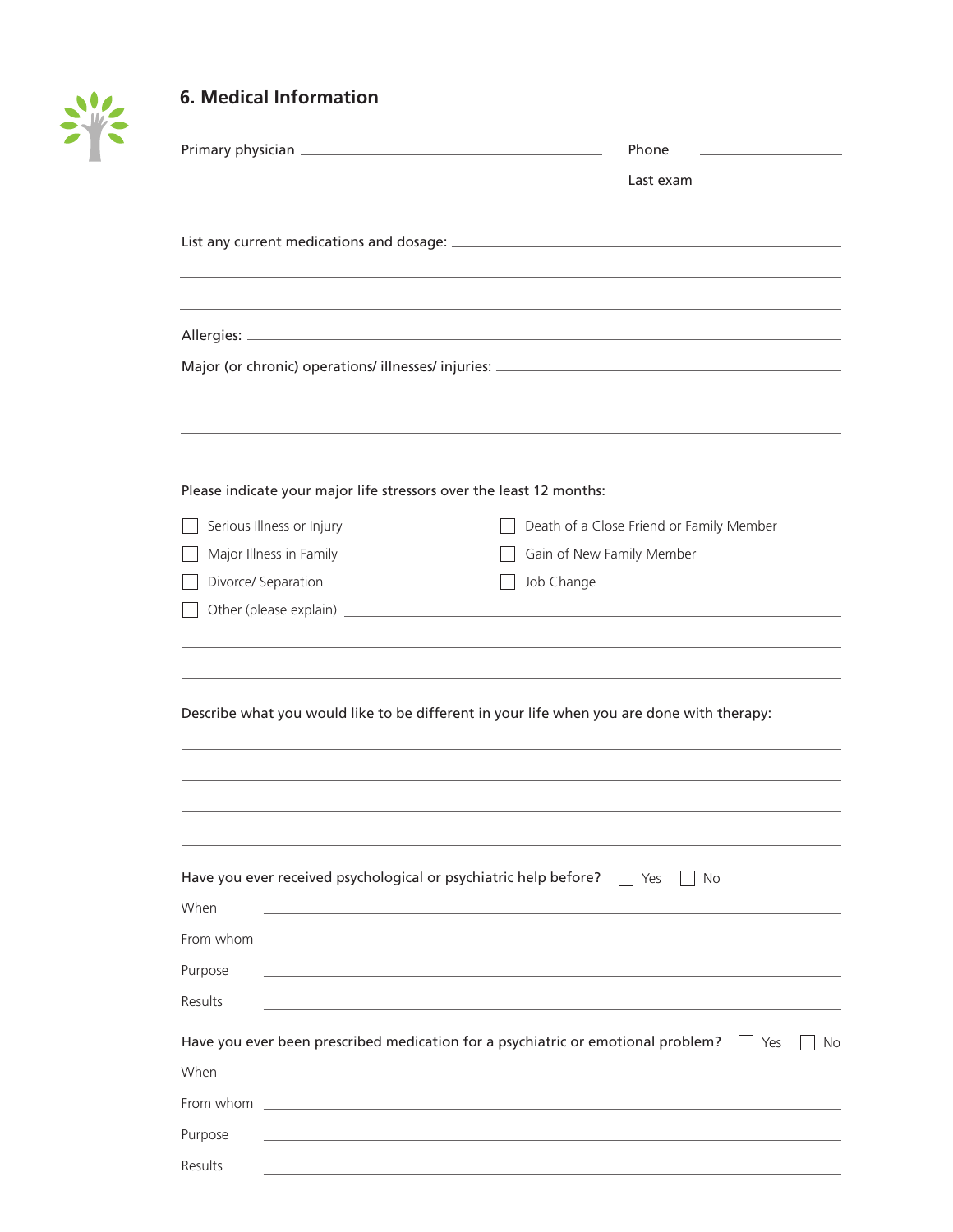## 6. Medical Information

Primary physician ______________________________ Phone ______________

Last exam ______________

List any current medications and dosage: ______________________________

______________________________

______________________________

Allergies: ______________________________

Major (or chronic) operations/ illnesses/ injuries: ______________________________

______________________________

______________________________

Please indicate your major life stressors over the least 12 months:

- ☐ Serious Illness or Injury
- ☐ Death of a Close Friend or Family Member
- ☐ Major Illness in Family
- ☐ Gain of New Family Member
- ☐ Divorce/ Separation
- ☐ Job Change
- ☐ Other (please explain) ______________________________

______________________________

______________________________

Describe what you would like to be different in your life when you are done with therapy:

______________________________

______________________________

______________________________

______________________________

Have you ever received psychological or psychiatric help before? ☐ Yes ☐ No

When ______________________________

From whom ______________________________

Purpose ______________________________

Results ______________________________

Have you ever been prescribed medication for a psychiatric or emotional problem? ☐ Yes ☐ No

When ______________________________

From whom ______________________________

Purpose ______________________________

Results ______________________________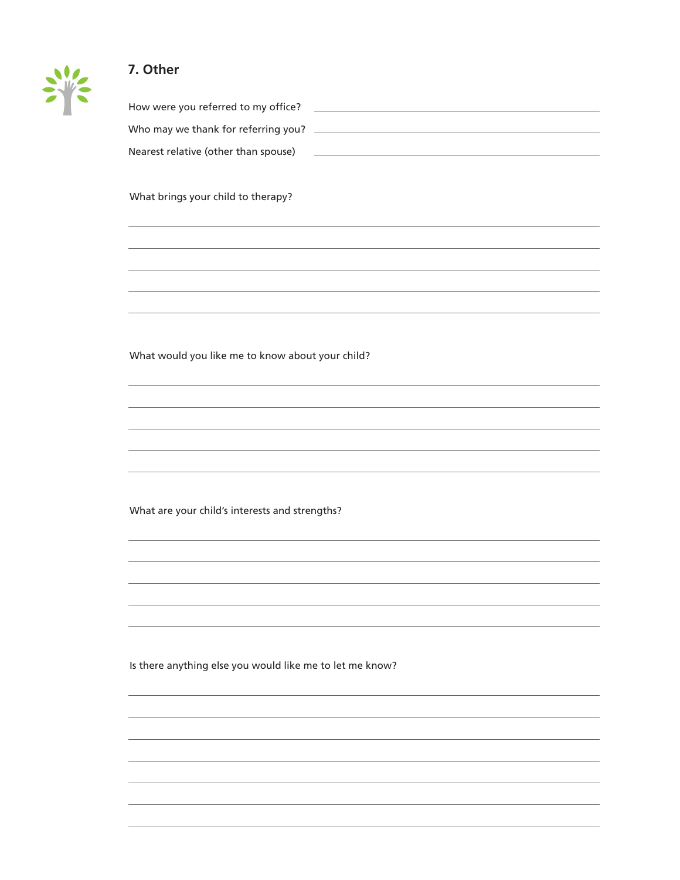## 7. Other

How were you referred to my office? \_\_\_\_\_\_\_\_\_\_\_\_\_\_\_\_\_\_\_\_\_\_\_\_\_\_\_\_\_\_

Who may we thank for referring you? \_\_\_\_\_\_\_\_\_\_\_\_\_\_\_\_\_\_\_\_\_\_\_\_\_\_\_\_\_\_

Nearest relative (other than spouse) \_\_\_\_\_\_\_\_\_\_\_\_\_\_\_\_\_\_\_\_\_\_\_\_\_\_\_\_\_\_

What brings your child to therapy?

What would you like me to know about your child?

What are your child's interests and strengths?

Is there anything else you would like me to let me know?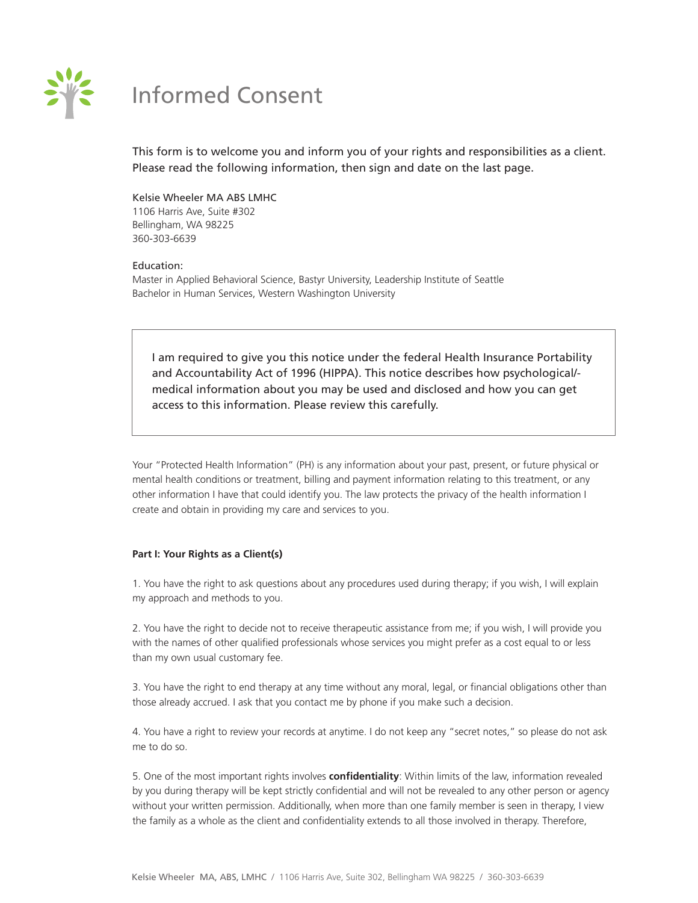# Informed Consent

This form is to welcome you and inform you of your rights and responsibilities as a client. Please read the following information, then sign and date on the last page.

Kelsie Wheeler MA ABS LMHC
1106 Harris Ave, Suite #302
Bellingham, WA 98225
360-303-6639

Education:
Master in Applied Behavioral Science, Bastyr University, Leadership Institute of Seattle
Bachelor in Human Services, Western Washington University

> I am required to give you this notice under the federal Health Insurance Portability and Accountability Act of 1996 (HIPPA). This notice describes how psychological/-medical information about you may be used and disclosed and how you can get access to this information. Please review this carefully.

Your "Protected Health Information" (PH) is any information about your past, present, or future physical or mental health conditions or treatment, billing and payment information relating to this treatment, or any other information I have that could identify you. The law protects the privacy of the health information I create and obtain in providing my care and services to you.

**Part I: Your Rights as a Client(s)**

1. You have the right to ask questions about any procedures used during therapy; if you wish, I will explain my approach and methods to you.

2. You have the right to decide not to receive therapeutic assistance from me; if you wish, I will provide you with the names of other qualified professionals whose services you might prefer as a cost equal to or less than my own usual customary fee.

3. You have the right to end therapy at any time without any moral, legal, or financial obligations other than those already accrued. I ask that you contact me by phone if you make such a decision.

4. You have a right to review your records at anytime. I do not keep any "secret notes," so please do not ask me to do so.

5. One of the most important rights involves **confidentiality**: Within limits of the law, information revealed by you during therapy will be kept strictly confidential and will not be revealed to any other person or agency without your written permission. Additionally, when more than one family member is seen in therapy, I view the family as a whole as the client and confidentiality extends to all those involved in therapy. Therefore,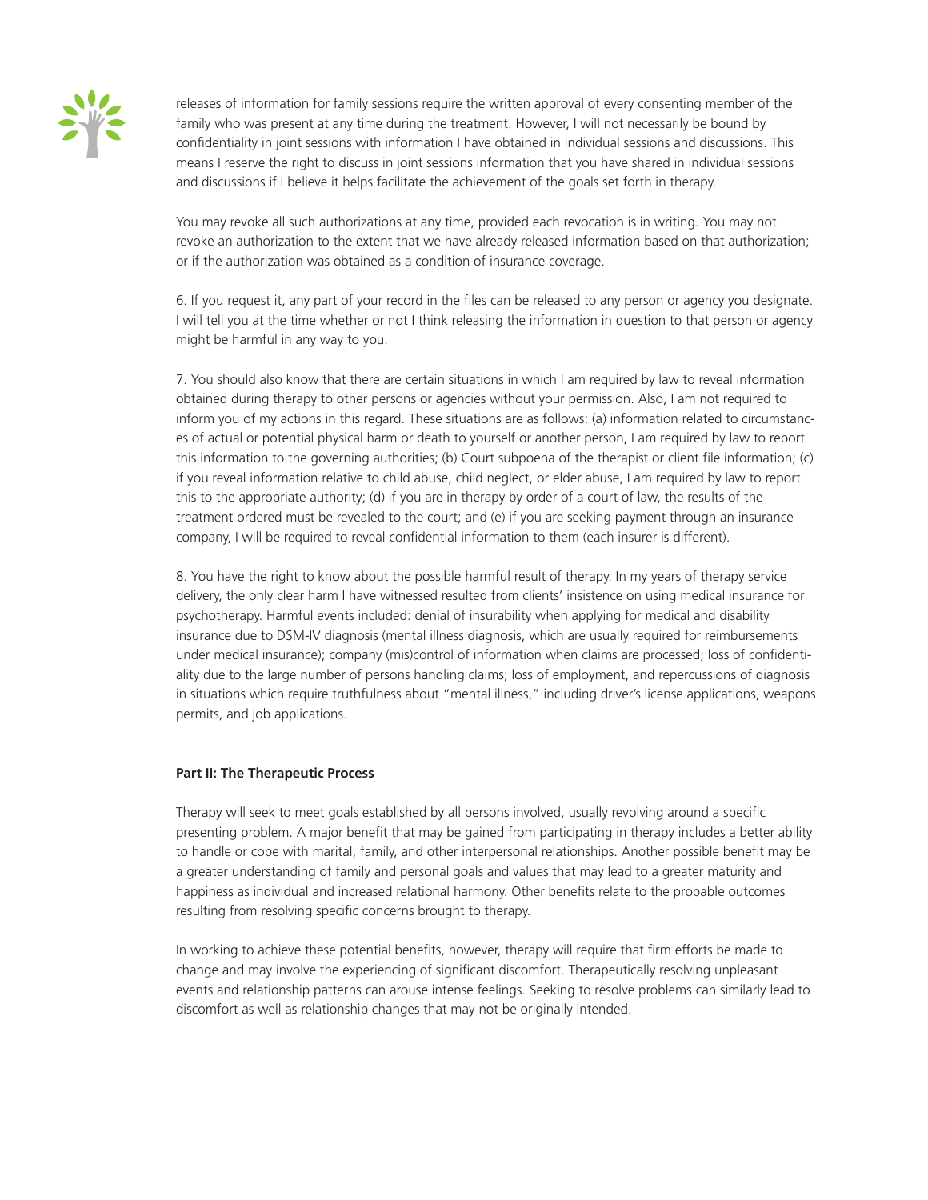releases of information for family sessions require the written approval of every consenting member of the family who was present at any time during the treatment. However, I will not necessarily be bound by confidentiality in joint sessions with information I have obtained in individual sessions and discussions. This means I reserve the right to discuss in joint sessions information that you have shared in individual sessions and discussions if I believe it helps facilitate the achievement of the goals set forth in therapy.

You may revoke all such authorizations at any time, provided each revocation is in writing. You may not revoke an authorization to the extent that we have already released information based on that authorization; or if the authorization was obtained as a condition of insurance coverage.

6. If you request it, any part of your record in the files can be released to any person or agency you designate. I will tell you at the time whether or not I think releasing the information in question to that person or agency might be harmful in any way to you.

7. You should also know that there are certain situations in which I am required by law to reveal information obtained during therapy to other persons or agencies without your permission. Also, I am not required to inform you of my actions in this regard. These situations are as follows: (a) information related to circumstances of actual or potential physical harm or death to yourself or another person, I am required by law to report this information to the governing authorities; (b) Court subpoena of the therapist or client file information; (c) if you reveal information relative to child abuse, child neglect, or elder abuse, I am required by law to report this to the appropriate authority; (d) if you are in therapy by order of a court of law, the results of the treatment ordered must be revealed to the court; and (e) if you are seeking payment through an insurance company, I will be required to reveal confidential information to them (each insurer is different).

8. You have the right to know about the possible harmful result of therapy. In my years of therapy service delivery, the only clear harm I have witnessed resulted from clients' insistence on using medical insurance for psychotherapy. Harmful events included: denial of insurability when applying for medical and disability insurance due to DSM-IV diagnosis (mental illness diagnosis, which are usually required for reimbursements under medical insurance); company (mis)control of information when claims are processed; loss of confidentiality due to the large number of persons handling claims; loss of employment, and repercussions of diagnosis in situations which require truthfulness about "mental illness," including driver's license applications, weapons permits, and job applications.

**Part II: The Therapeutic Process**

Therapy will seek to meet goals established by all persons involved, usually revolving around a specific presenting problem. A major benefit that may be gained from participating in therapy includes a better ability to handle or cope with marital, family, and other interpersonal relationships. Another possible benefit may be a greater understanding of family and personal goals and values that may lead to a greater maturity and happiness as individual and increased relational harmony. Other benefits relate to the probable outcomes resulting from resolving specific concerns brought to therapy.

In working to achieve these potential benefits, however, therapy will require that firm efforts be made to change and may involve the experiencing of significant discomfort. Therapeutically resolving unpleasant events and relationship patterns can arouse intense feelings. Seeking to resolve problems can similarly lead to discomfort as well as relationship changes that may not be originally intended.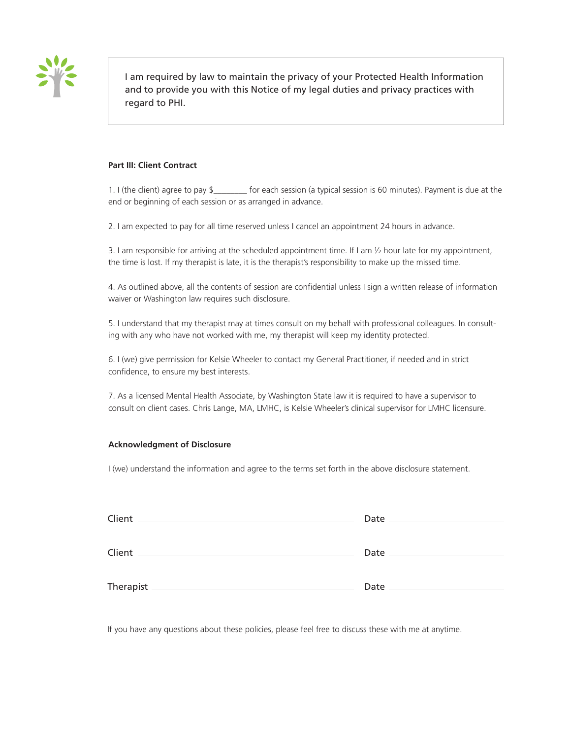I am required by law to maintain the privacy of your Protected Health Information and to provide you with this Notice of my legal duties and privacy practices with regard to PHI.

**Part III: Client Contract**

1. I (the client) agree to pay $________ for each session (a typical session is 60 minutes). Payment is due at the end or beginning of each session or as arranged in advance.

2. I am expected to pay for all time reserved unless I cancel an appointment 24 hours in advance.

3. I am responsible for arriving at the scheduled appointment time. If I am ½ hour late for my appointment, the time is lost. If my therapist is late, it is the therapist's responsibility to make up the missed time.

4. As outlined above, all the contents of session are confidential unless I sign a written release of information waiver or Washington law requires such disclosure.

5. I understand that my therapist may at times consult on my behalf with professional colleagues. In consulting with any who have not worked with me, my therapist will keep my identity protected.

6. I (we) give permission for Kelsie Wheeler to contact my General Practitioner, if needed and in strict confidence, to ensure my best interests.

7. As a licensed Mental Health Associate, by Washington State law it is required to have a supervisor to consult on client cases. Chris Lange, MA, LMHC, is Kelsie Wheeler's clinical supervisor for LMHC licensure.

**Acknowledgment of Disclosure**

I (we) understand the information and agree to the terms set forth in the above disclosure statement.

Client ______________________________ Date ________________

Client ______________________________ Date ________________

Therapist ____________________________ Date ________________

If you have any questions about these policies, please feel free to discuss these with me at anytime.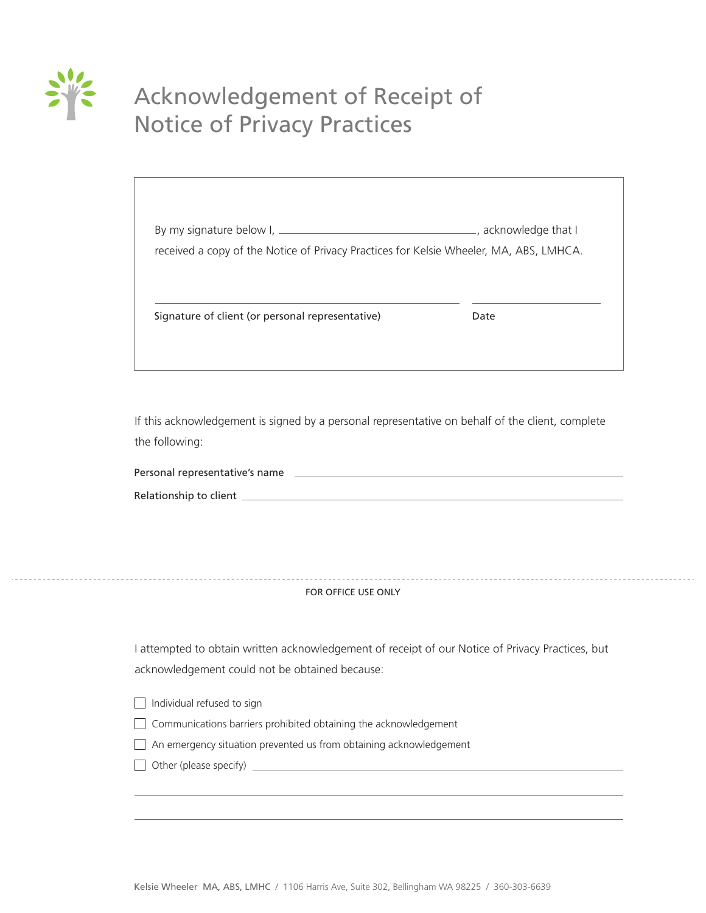# Acknowledgement of Receipt of Notice of Privacy Practices

By my signature below I, ______________________, acknowledge that I received a copy of the Notice of Privacy Practices for Kelsie Wheeler, MA, ABS, LMHCA.

______________________________ ______________

Signature of client (or personal representative) Date

If this acknowledgement is signed by a personal representative on behalf of the client, complete the following:

Personal representative's name ______________________________

Relationship to client ______________________________

FOR OFFICE USE ONLY

I attempted to obtain written acknowledgement of receipt of our Notice of Privacy Practices, but acknowledgement could not be obtained because:

- ☐ Individual refused to sign
- ☐ Communications barriers prohibited obtaining the acknowledgement
- ☐ An emergency situation prevented us from obtaining acknowledgement
- ☐ Other (please specify) ______________________________

______________________________

______________________________

Kelsie Wheeler MA, ABS, LMHC / 1106 Harris Ave, Suite 302, Bellingham WA 98225 / 360-303-6639